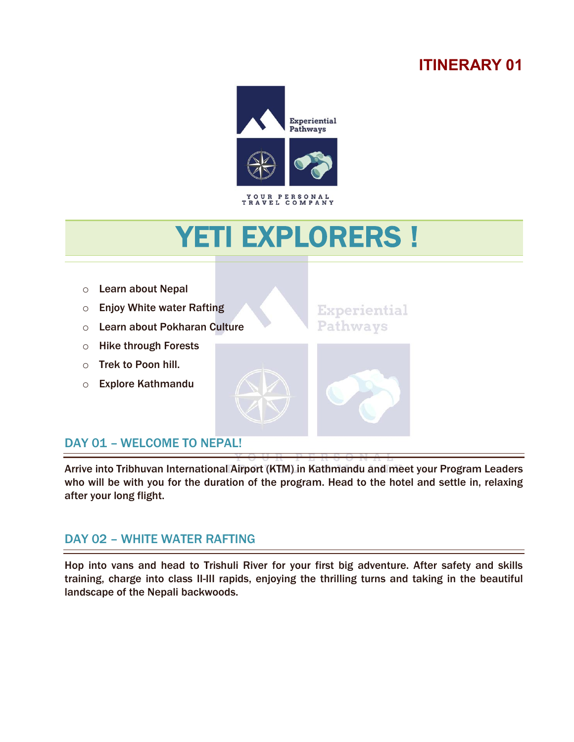**ITINERARY 01**

Experiential Pathways

YOUR PERSONAL TRAVEL COMPANY

# YETI EXPLORERS !

- Learn about Nepal
- Enjoy White water Rafting
- Learn about Pokharan Culture
- Hike through Forests
- Trek to Poon hill.
- Explore Kathmandu

## DAY 01 – WELCOME TO NEPAL!

Arrive into Tribhuvan International Airport (KTM) in Kathmandu and meet your Program Leaders who will be with you for the duration of the program. Head to the hotel and settle in, relaxing after your long flight.

## DAY 02 – WHITE WATER RAFTING

Hop into vans and head to Trishuli River for your first big adventure. After safety and skills training, charge into class II-III rapids, enjoying the thrilling turns and taking in the beautiful landscape of the Nepali backwoods.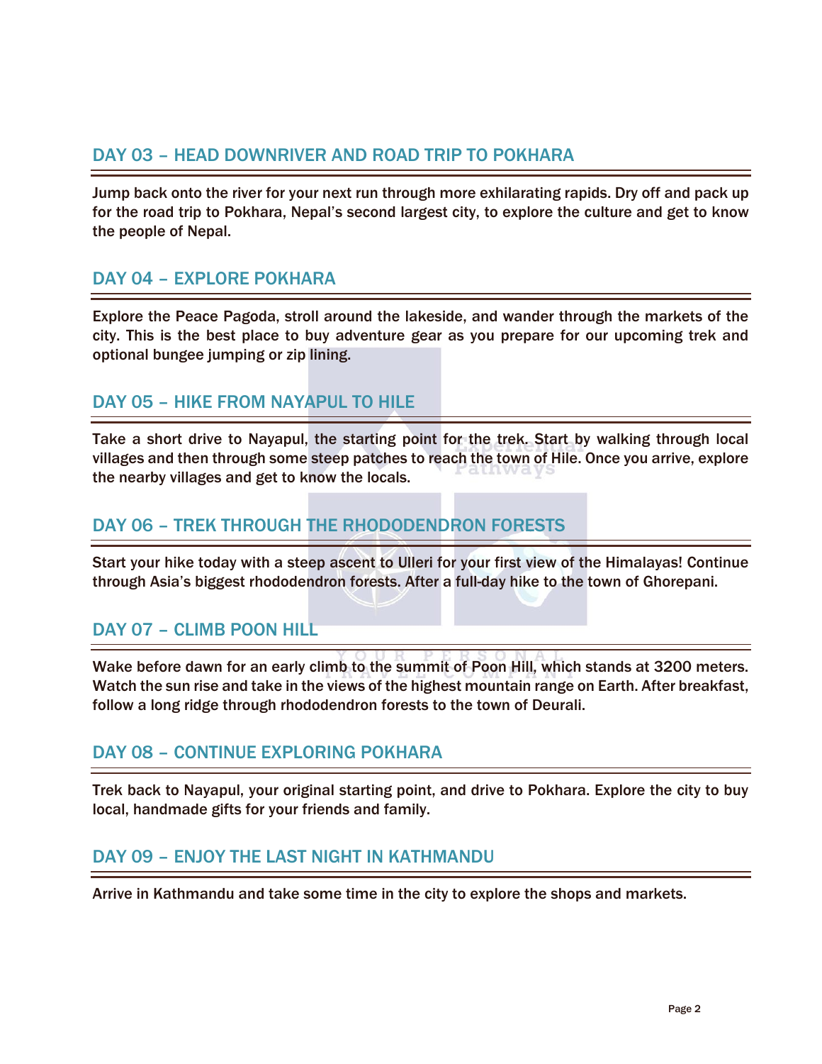## DAY 03 – HEAD DOWNRIVER AND ROAD TRIP TO POKHARA

Jump back onto the river for your next run through more exhilarating rapids. Dry off and pack up for the road trip to Pokhara, Nepal's second largest city, to explore the culture and get to know the people of Nepal.

## DAY 04 – EXPLORE POKHARA

Explore the Peace Pagoda, stroll around the lakeside, and wander through the markets of the city. This is the best place to buy adventure gear as you prepare for our upcoming trek and optional bungee jumping or zip lining.

## DAY 05 – HIKE FROM NAYAPUL TO HILE

Take a short drive to Nayapul, the starting point for the trek. Start by walking through local villages and then through some steep patches to reach the town of Hile. Once you arrive, explore the nearby villages and get to know the locals.

## DAY 06 – TREK THROUGH THE RHODODENDRON FORESTS

Start your hike today with a steep ascent to Ulleri for your first view of the Himalayas! Continue through Asia's biggest rhododendron forests. After a full-day hike to the town of Ghorepani.

## DAY 07 – CLIMB POON HILL

Wake before dawn for an early climb to the summit of Poon Hill, which stands at 3200 meters. Watch the sun rise and take in the views of the highest mountain range on Earth. After breakfast, follow a long ridge through rhododendron forests to the town of Deurali.

## DAY 08 – CONTINUE EXPLORING POKHARA

Trek back to Nayapul, your original starting point, and drive to Pokhara. Explore the city to buy local, handmade gifts for your friends and family.

## DAY 09 – ENJOY THE LAST NIGHT IN KATHMANDU

Arrive in Kathmandu and take some time in the city to explore the shops and markets.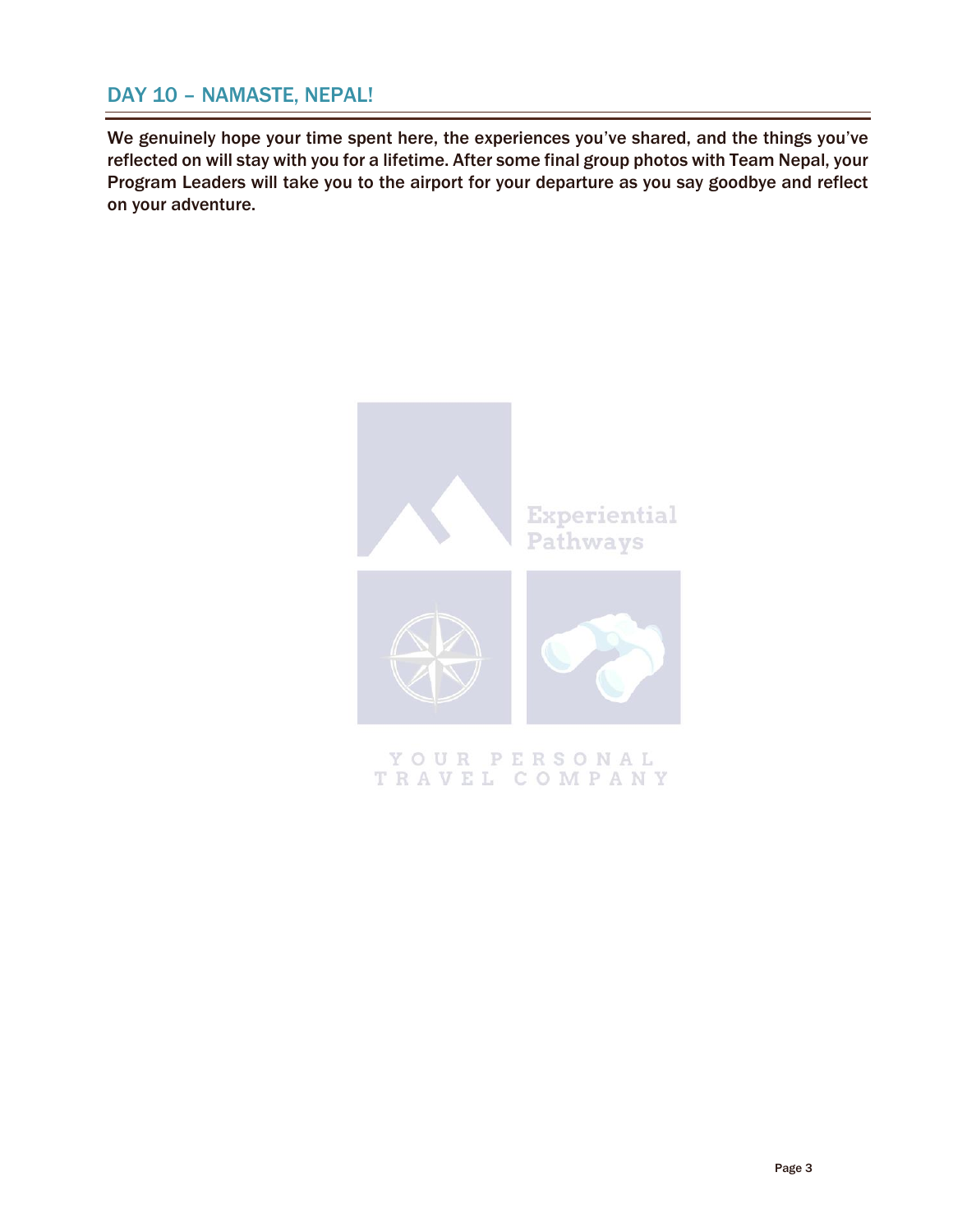## DAY 10 – NAMASTE, NEPAL!

We genuinely hope your time spent here, the experiences you've shared, and the things you've reflected on will stay with you for a lifetime. After some final group photos with Team Nepal, your Program Leaders will take you to the airport for your departure as you say goodbye and reflect on your adventure.

Experiential Pathways

YOUR PERSONAL TRAVEL COMPANY